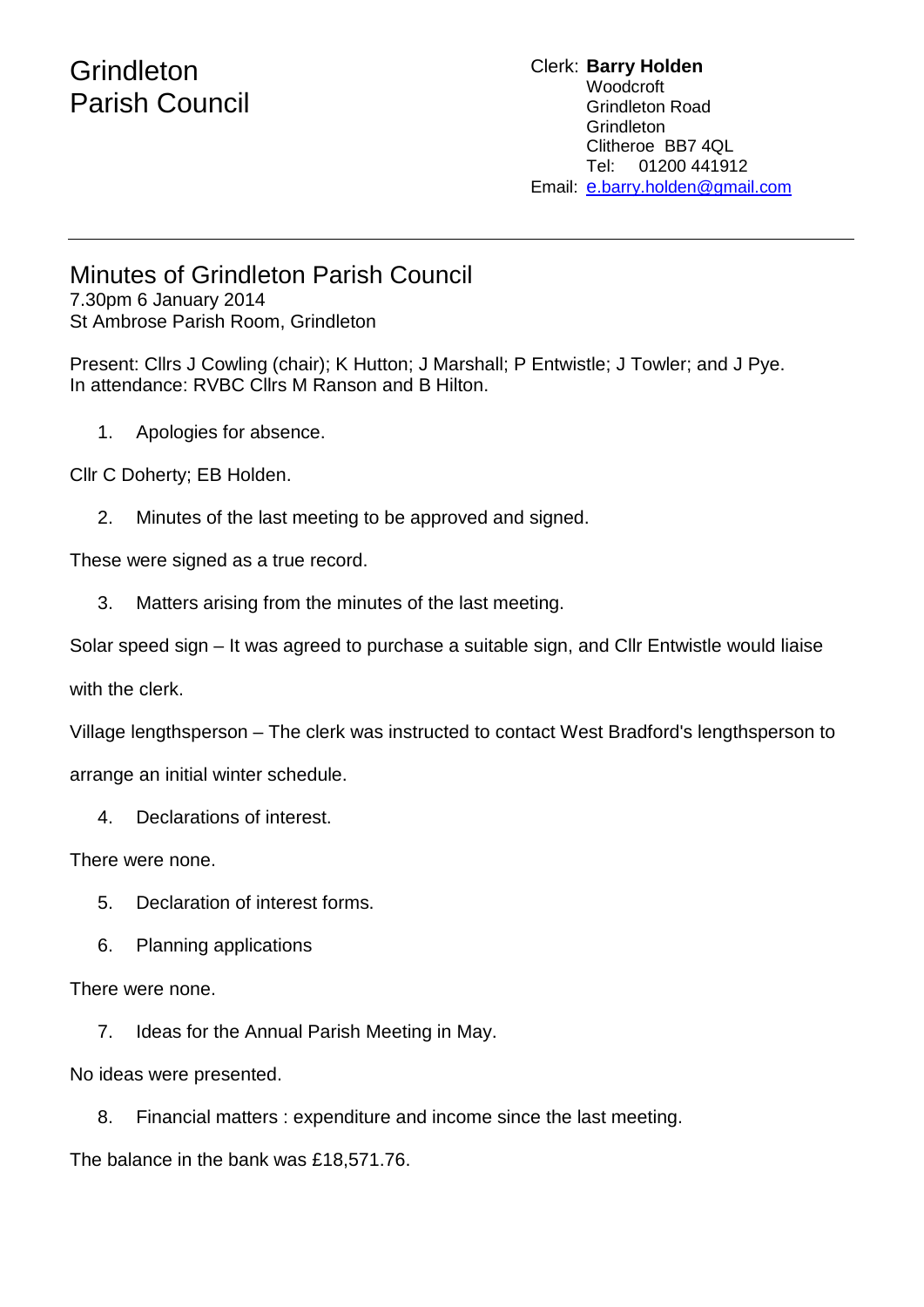# Grindleton Parish Council

Clerk: **Barry Holden**
Woodcroft
Grindleton Road
Grindleton
Clitheroe BB7 4QL
Tel: 01200 441912
Email: e.barry.holden@gmail.com

---

## Minutes of Grindleton Parish Council

7.30pm 6 January 2014
St Ambrose Parish Room, Grindleton

Present: Cllrs J Cowling (chair); K Hutton; J Marshall; P Entwistle; J Towler; and J Pye.
In attendance: RVBC Cllrs M Ranson and B Hilton.

1. Apologies for absence.

Cllr C Doherty; EB Holden.

2. Minutes of the last meeting to be approved and signed.

These were signed as a true record.

3. Matters arising from the minutes of the last meeting.

Solar speed sign – It was agreed to purchase a suitable sign, and Cllr Entwistle would liaise with the clerk.

Village lengthsperson – The clerk was instructed to contact West Bradford's lengthsperson to arrange an initial winter schedule.

4. Declarations of interest.

There were none.

5. Declaration of interest forms.
6. Planning applications

There were none.

7. Ideas for the Annual Parish Meeting in May.

No ideas were presented.

8. Financial matters : expenditure and income since the last meeting.

The balance in the bank was £18,571.76.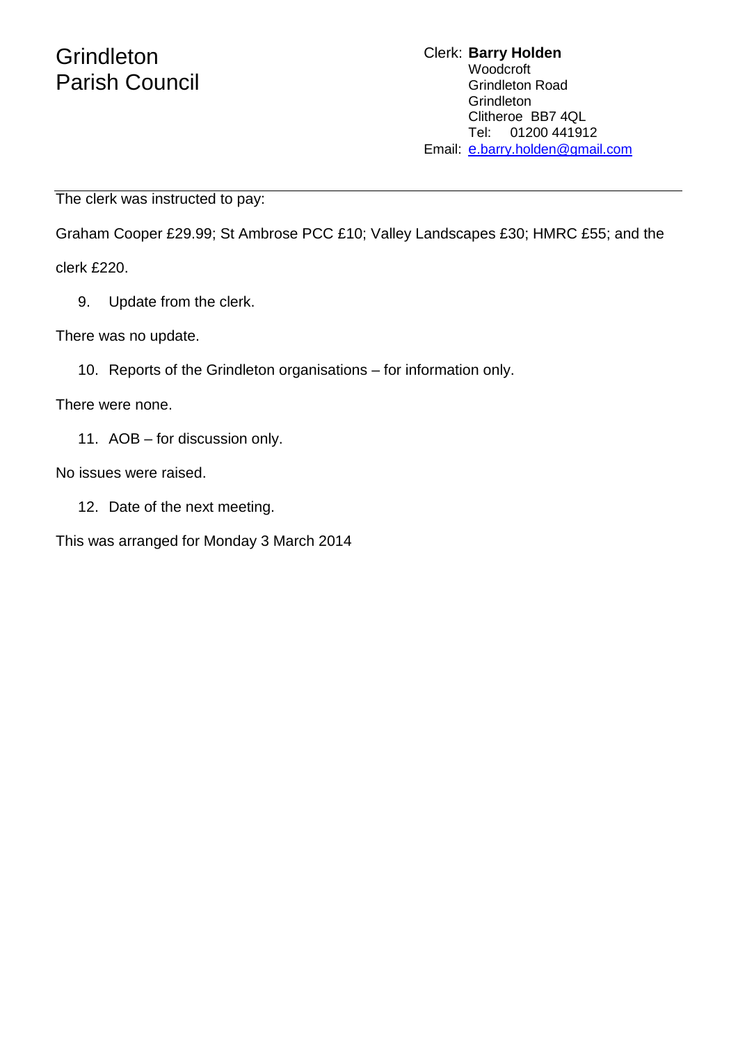# Grindleton Parish Council

Clerk: **Barry Holden**
Woodcroft
Grindleton Road
Grindleton
Clitheroe BB7 4QL
Tel: 01200 441912
Email: e.barry.holden@gmail.com

---

The clerk was instructed to pay:

Graham Cooper £29.99; St Ambrose PCC £10; Valley Landscapes £30; HMRC £55; and the clerk £220.

9. Update from the clerk.

There was no update.

10. Reports of the Grindleton organisations – for information only.

There were none.

11. AOB – for discussion only.

No issues were raised.

12. Date of the next meeting.

This was arranged for Monday 3 March 2014